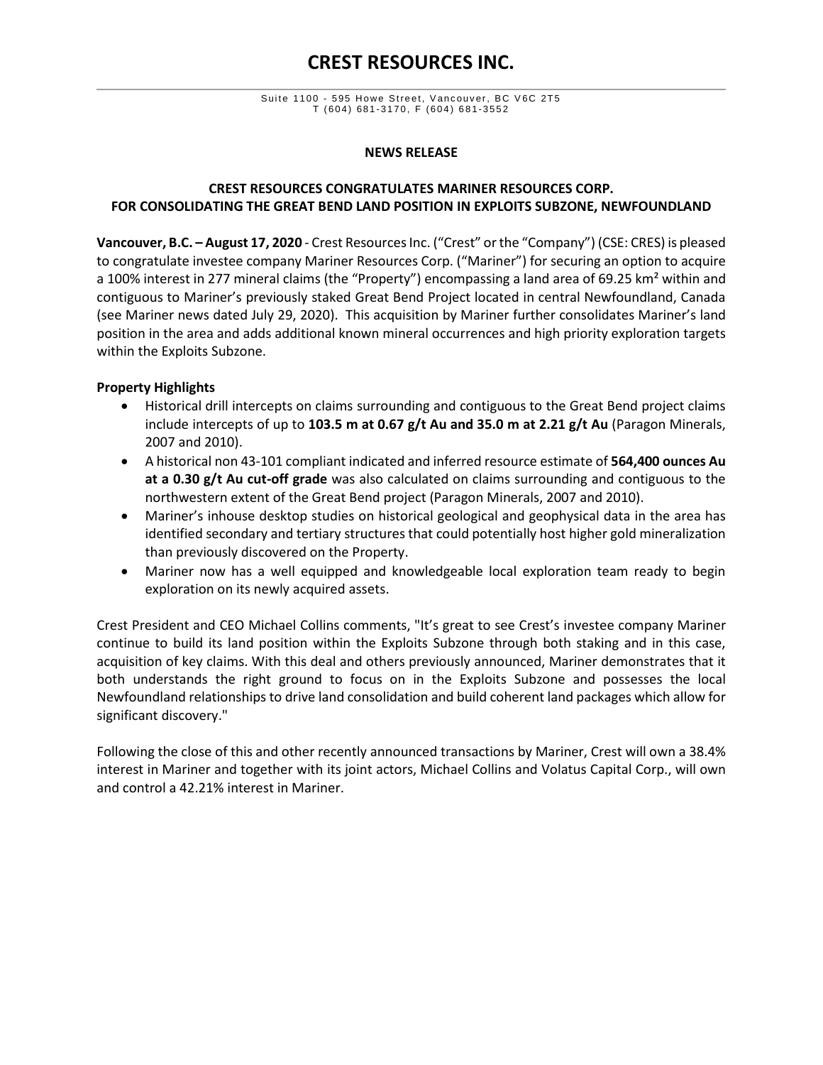# CREST RESOURCES INC.

Suite 1100 - 595 Howe Street, Vancouver, BC V6C 2T5
T (604) 681-3170, F (604) 681-3552

**NEWS RELEASE**

**CREST RESOURCES CONGRATULATES MARINER RESOURCES CORP. FOR CONSOLIDATING THE GREAT BEND LAND POSITION IN EXPLOITS SUBZONE, NEWFOUNDLAND**

**Vancouver, B.C. – August 17, 2020** - Crest Resources Inc. ("Crest" or the "Company") (CSE: CRES) is pleased to congratulate investee company Mariner Resources Corp. ("Mariner") for securing an option to acquire a 100% interest in 277 mineral claims (the "Property") encompassing a land area of 69.25 km² within and contiguous to Mariner's previously staked Great Bend Project located in central Newfoundland, Canada (see Mariner news dated July 29, 2020). This acquisition by Mariner further consolidates Mariner's land position in the area and adds additional known mineral occurrences and high priority exploration targets within the Exploits Subzone.

**Property Highlights**

- Historical drill intercepts on claims surrounding and contiguous to the Great Bend project claims include intercepts of up to **103.5 m at 0.67 g/t Au and 35.0 m at 2.21 g/t Au** (Paragon Minerals, 2007 and 2010).
- A historical non 43-101 compliant indicated and inferred resource estimate of **564,400 ounces Au at a 0.30 g/t Au cut-off grade** was also calculated on claims surrounding and contiguous to the northwestern extent of the Great Bend project (Paragon Minerals, 2007 and 2010).
- Mariner's inhouse desktop studies on historical geological and geophysical data in the area has identified secondary and tertiary structures that could potentially host higher gold mineralization than previously discovered on the Property.
- Mariner now has a well equipped and knowledgeable local exploration team ready to begin exploration on its newly acquired assets.

Crest President and CEO Michael Collins comments, "It's great to see Crest's investee company Mariner continue to build its land position within the Exploits Subzone through both staking and in this case, acquisition of key claims. With this deal and others previously announced, Mariner demonstrates that it both understands the right ground to focus on in the Exploits Subzone and possesses the local Newfoundland relationships to drive land consolidation and build coherent land packages which allow for significant discovery."

Following the close of this and other recently announced transactions by Mariner, Crest will own a 38.4% interest in Mariner and together with its joint actors, Michael Collins and Volatus Capital Corp., will own and control a 42.21% interest in Mariner.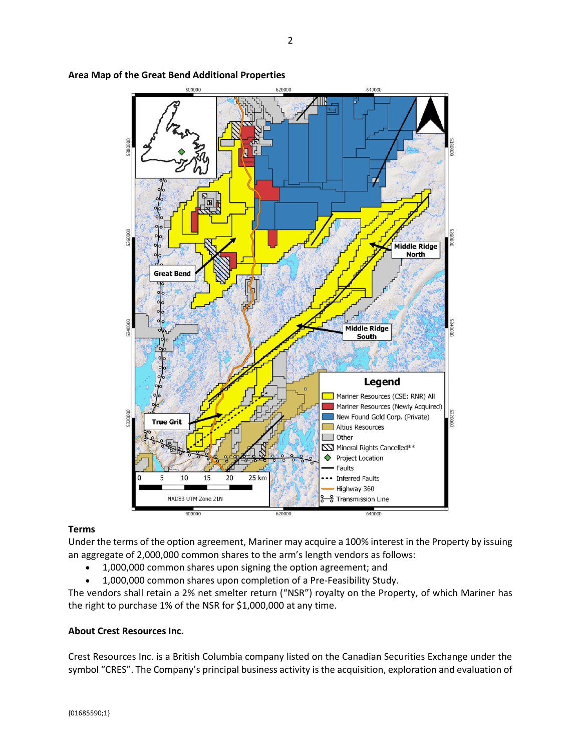**Area Map of the Great Bend Additional Properties**

600000
620000
640000

5380000
5360000
5340000
5320000

Great Bend
Middle Ridge North
Middle Ridge South
True Grit

Legend
Mariner Resources (CSE: RNR) All
Mariner Resources (Newly Acquired)
New Found Gold Corp. (Private)
Altius Resources
Other
Mineral Rights Cancelled**
Project Location
Faults
Inferred Faults
Highway 360
Transmission Line

0 5 10 15 20 25 km
NAD83 UTM Zone 21N

**Terms**

Under the terms of the option agreement, Mariner may acquire a 100% interest in the Property by issuing an aggregate of 2,000,000 common shares to the arm's length vendors as follows:

- 1,000,000 common shares upon signing the option agreement; and
- 1,000,000 common shares upon completion of a Pre-Feasibility Study.

The vendors shall retain a 2% net smelter return ("NSR") royalty on the Property, of which Mariner has the right to purchase 1% of the NSR for $1,000,000 at any time.

**About Crest Resources Inc.**

Crest Resources Inc. is a British Columbia company listed on the Canadian Securities Exchange under the symbol "CRES". The Company's principal business activity is the acquisition, exploration and evaluation of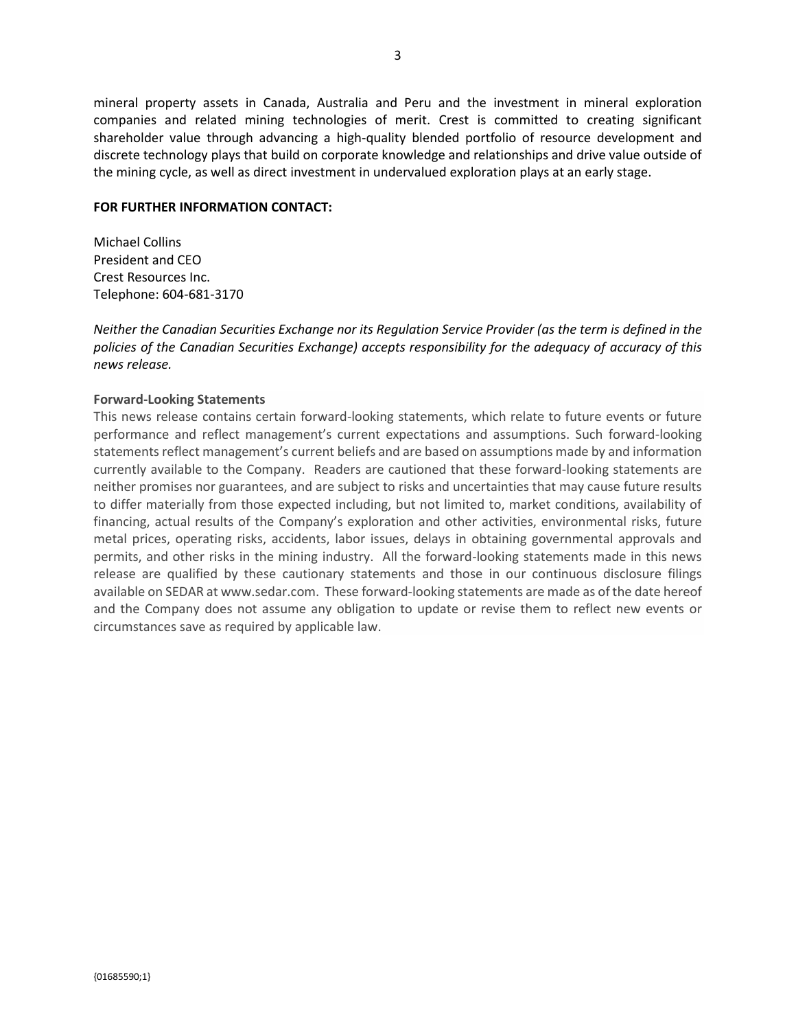mineral property assets in Canada, Australia and Peru and the investment in mineral exploration companies and related mining technologies of merit. Crest is committed to creating significant shareholder value through advancing a high-quality blended portfolio of resource development and discrete technology plays that build on corporate knowledge and relationships and drive value outside of the mining cycle, as well as direct investment in undervalued exploration plays at an early stage.

**FOR FURTHER INFORMATION CONTACT:**

Michael Collins  
President and CEO  
Crest Resources Inc.  
Telephone: 604-681-3170

*Neither the Canadian Securities Exchange nor its Regulation Service Provider (as the term is defined in the policies of the Canadian Securities Exchange) accepts responsibility for the adequacy of accuracy of this news release.*

**Forward-Looking Statements**

This news release contains certain forward-looking statements, which relate to future events or future performance and reflect management's current expectations and assumptions. Such forward-looking statements reflect management's current beliefs and are based on assumptions made by and information currently available to the Company. Readers are cautioned that these forward-looking statements are neither promises nor guarantees, and are subject to risks and uncertainties that may cause future results to differ materially from those expected including, but not limited to, market conditions, availability of financing, actual results of the Company's exploration and other activities, environmental risks, future metal prices, operating risks, accidents, labor issues, delays in obtaining governmental approvals and permits, and other risks in the mining industry. All the forward-looking statements made in this news release are qualified by these cautionary statements and those in our continuous disclosure filings available on SEDAR at www.sedar.com. These forward-looking statements are made as of the date hereof and the Company does not assume any obligation to update or revise them to reflect new events or circumstances save as required by applicable law.

{01685590;1}